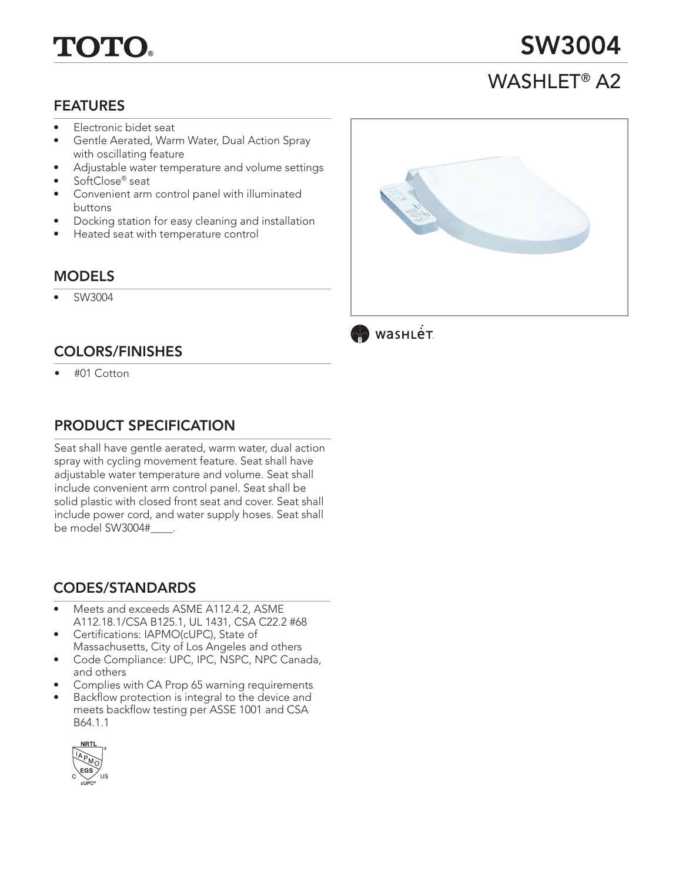# TOTO

# SW3004

## WASHLET® A2

### FEATURES

- Electronic bidet seat
- Gentle Aerated, Warm Water, Dual Action Spray with oscillating feature
- Adjustable water temperature and volume settings
- SoftClose® seat
- Convenient arm control panel with illuminated buttons
- Docking station for easy cleaning and installation
- Heated seat with temperature control

### MODELS

- SW3004

### COLORS/FINISHES

- #01 Cotton

### PRODUCT SPECIFICATION

Seat shall have gentle aerated, warm water, dual action spray with cycling movement feature. Seat shall have adjustable water temperature and volume. Seat shall include convenient arm control panel. Seat shall be solid plastic with closed front seat and cover. Seat shall include power cord, and water supply hoses. Seat shall be model SW3004#____.

### CODES/STANDARDS

- Meets and exceeds ASME A112.4.2, ASME A112.18.1/CSA B125.1, UL 1431, CSA C22.2 #68
- Certifications: IAPMO(cUPC), State of Massachusetts, City of Los Angeles and others
- Code Compliance: UPC, IPC, NSPC, NPC Canada, and others
- Complies with CA Prop 65 warning requirements
- Backflow protection is integral to the device and meets backflow testing per ASSE 1001 and CSA B64.1.1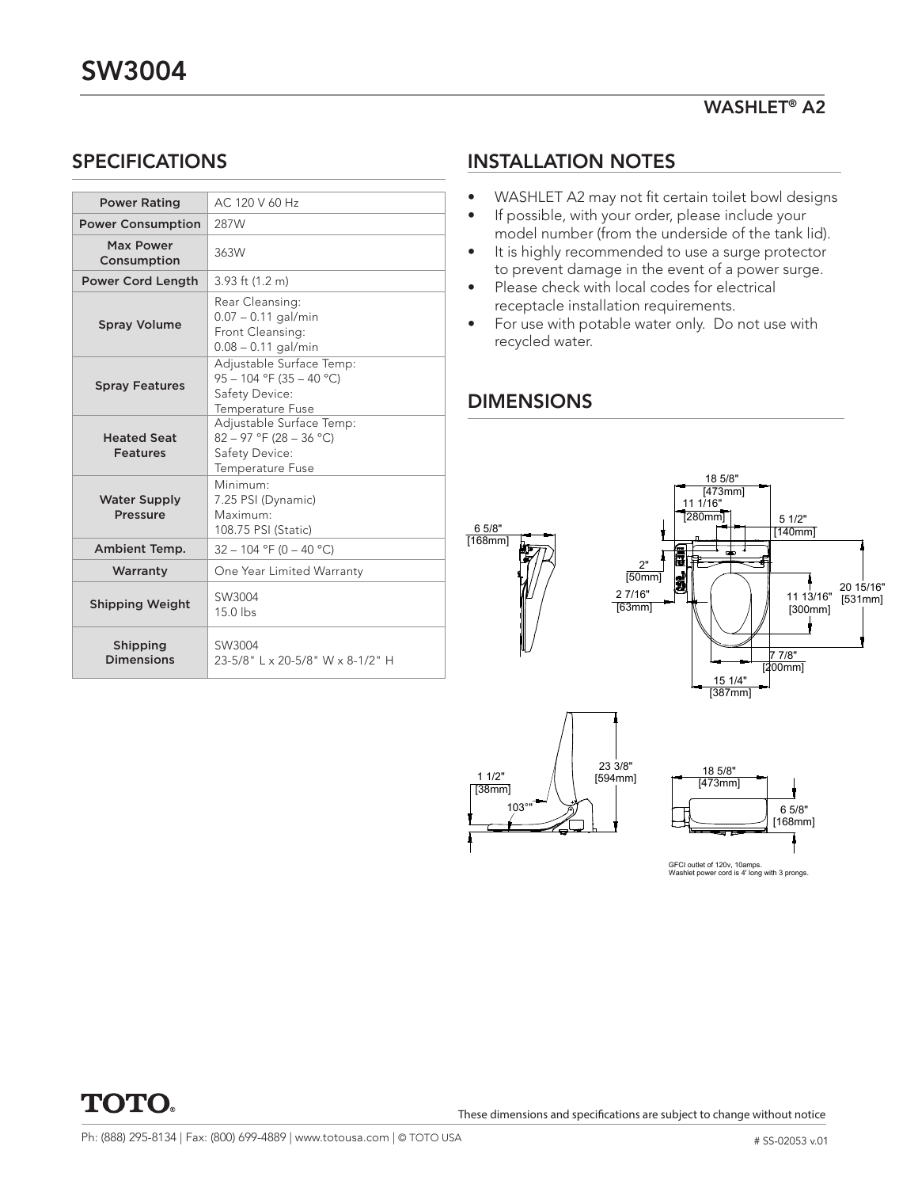# SW3004

## WASHLET® A2

## SPECIFICATIONS

| | |
|---|---|
| Power Rating | AC 120 V 60 Hz |
| Power Consumption | 287W |
| Max Power Consumption | 363W |
| Power Cord Length | 3.93 ft (1.2 m) |
| Spray Volume | Rear Cleansing: 0.07 – 0.11 gal/min Front Cleansing: 0.08 – 0.11 gal/min |
| Spray Features | Adjustable Surface Temp: 95 – 104 °F (35 – 40 °C) Safety Device: Temperature Fuse |
| Heated Seat Features | Adjustable Surface Temp: 82 – 97 °F (28 – 36 °C) Safety Device: Temperature Fuse |
| Water Supply Pressure | Minimum: 7.25 PSI (Dynamic) Maximum: 108.75 PSI (Static) |
| Ambient Temp. | 32 – 104 °F (0 – 40 °C) |
| Warranty | One Year Limited Warranty |
| Shipping Weight | SW3004 15.0 lbs |
| Shipping Dimensions | SW3004 23-5/8" L x 20-5/8" W x 8-1/2" H |

## INSTALLATION NOTES

- WASHLET A2 may not fit certain toilet bowl designs
- If possible, with your order, please include your model number (from the underside of the tank lid).
- It is highly recommended to use a surge protector to prevent damage in the event of a power surge.
- Please check with local codes for electrical receptacle installation requirements.
- For use with potable water only. Do not use with recycled water.

## DIMENSIONS

6 5/8" [168mm]

18 5/8" [473mm]

11 1/16" [280mm]

5 1/2" [140mm]

2" [50mm]

2 7/16" [63mm]

11 13/16" [300mm]

20 15/16" [531mm]

7 7/8" [200mm]

15 1/4" [387mm]

1 1/2" [38mm]

103°

23 3/8" [594mm]

18 5/8" [473mm]

6 5/8" [168mm]

GFCI outlet of 120v, 10amps.
Washlet power cord is 4' long with 3 prongs.

These dimensions and specifications are subject to change without notice

Ph: (888) 295-8134 | Fax: (800) 699-4889 | www.totousa.com | © TOTO USA

# SS-02053 v.01